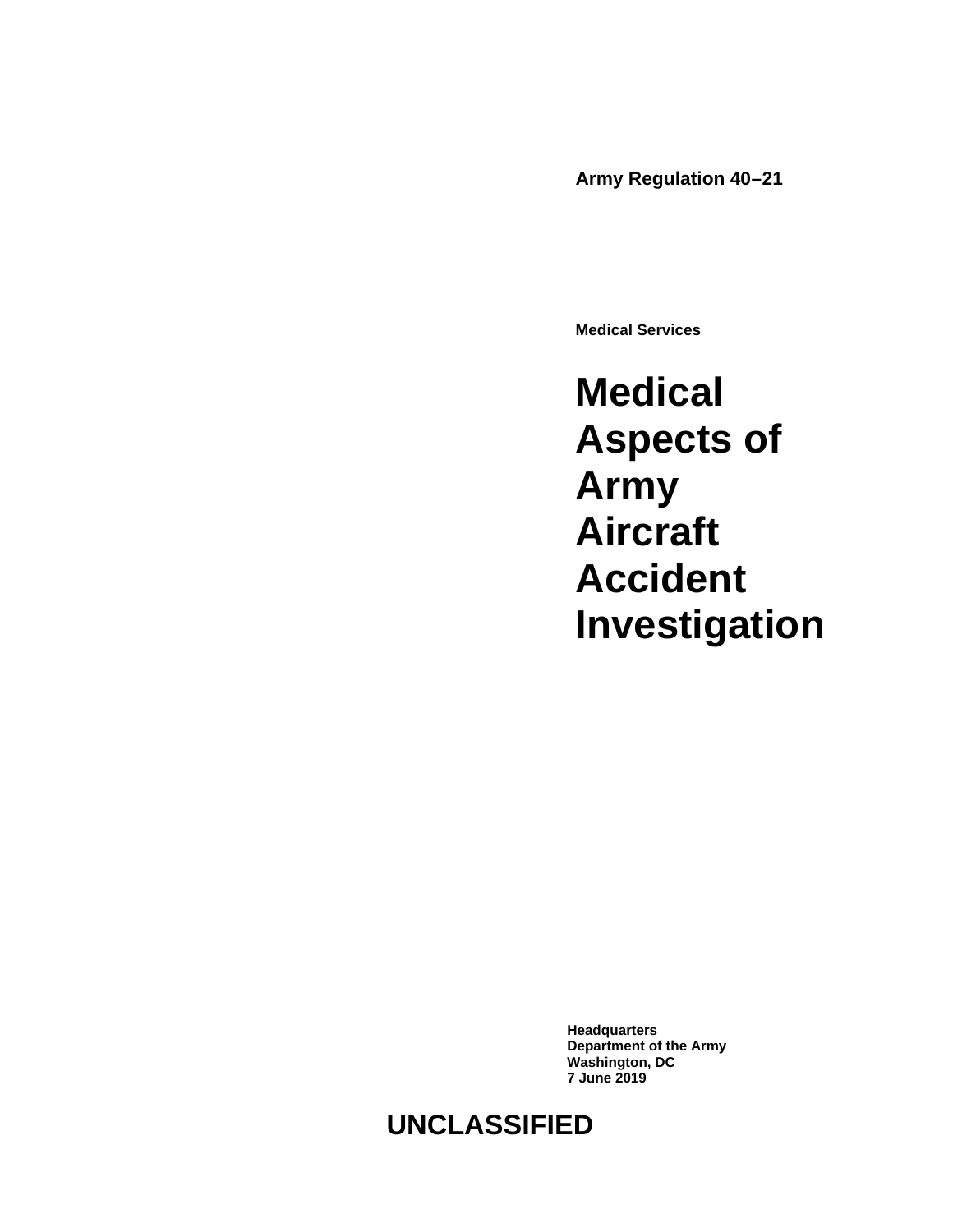**Army Regulation 40–21**

**Medical Services**

# Medical Aspects of Army Aircraft Accident Investigation

**Headquarters**
**Department of the Army**
**Washington, DC**
**7 June 2019**

**UNCLASSIFIED**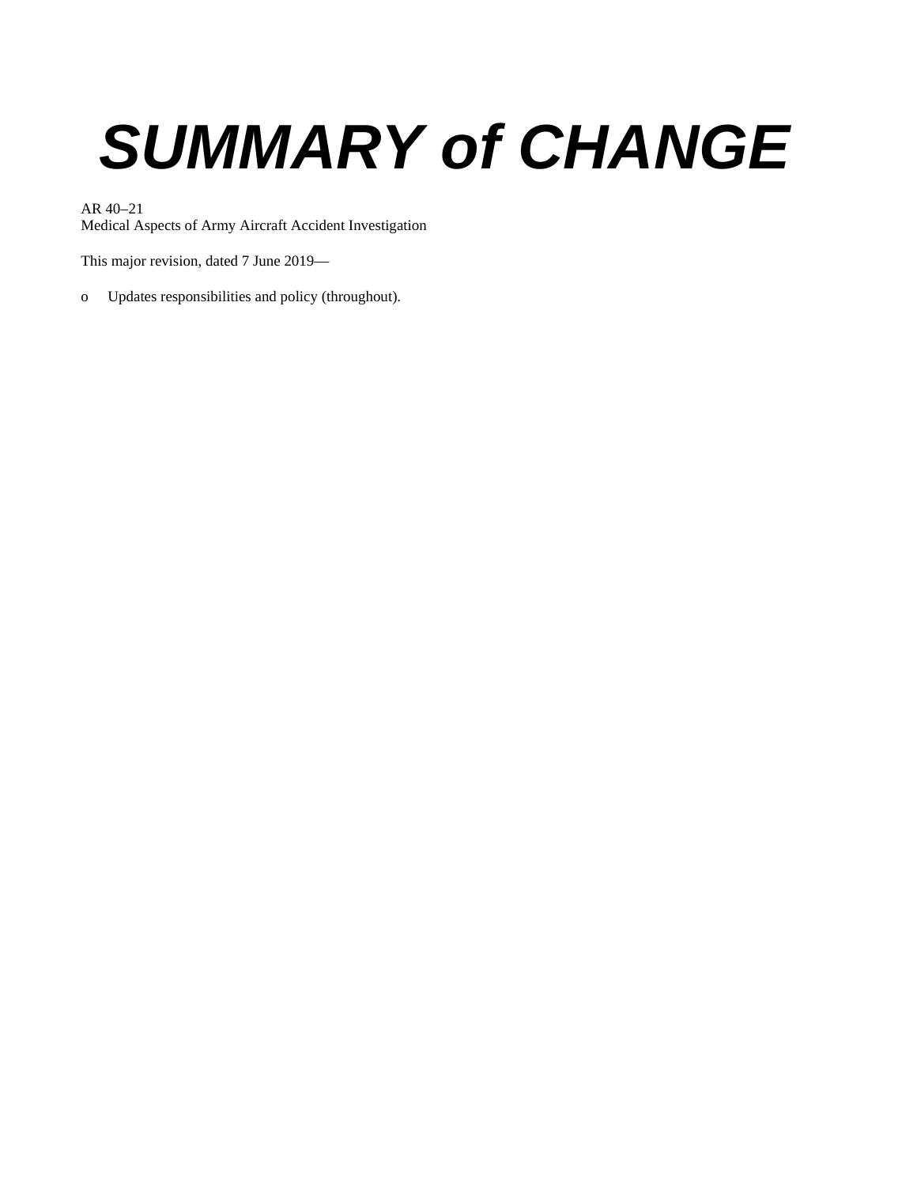# *SUMMARY of CHANGE*

AR 40–21
Medical Aspects of Army Aircraft Accident Investigation

This major revision, dated 7 June 2019—

- o Updates responsibilities and policy (throughout).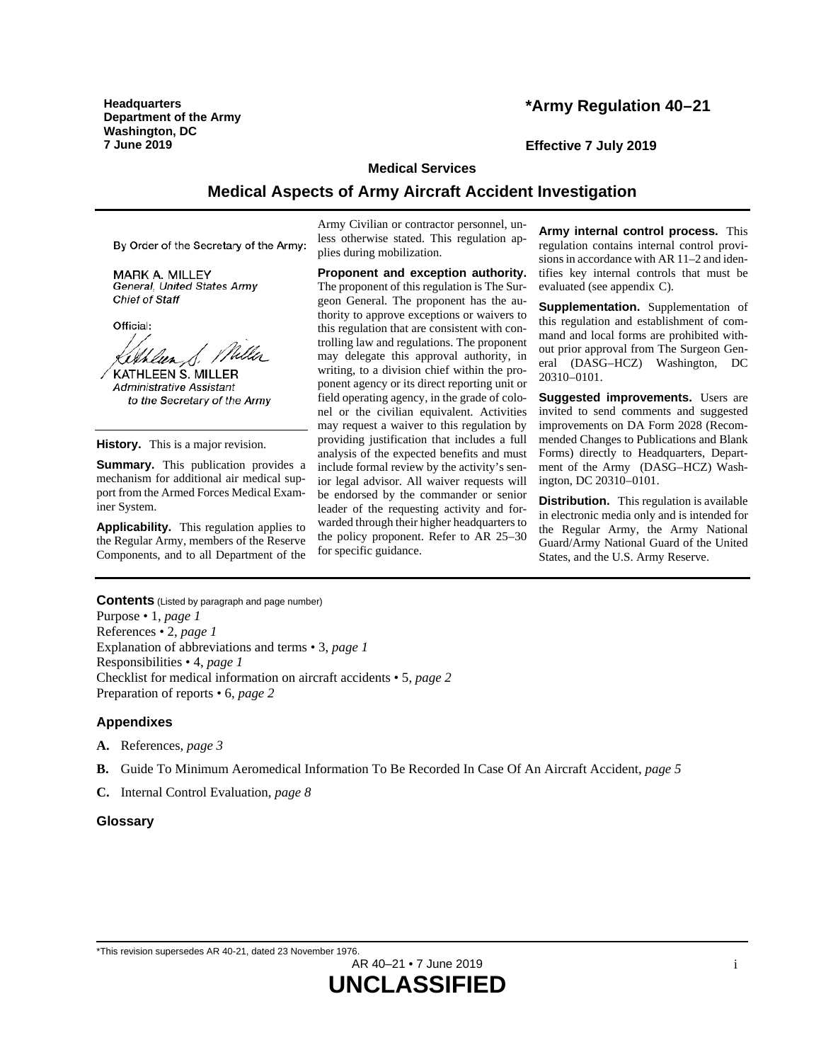**Headquarters**
**Department of the Army**
**Washington, DC**
**7 June 2019**

**\*Army Regulation 40–21**

**Effective 7 July 2019**

**Medical Services**

# Medical Aspects of Army Aircraft Accident Investigation

By Order of the Secretary of the Army:

MARK A. MILLEY
*General, United States Army*
*Chief of Staff*

Official:

KATHLEEN S. MILLER
*Administrative Assistant to the Secretary of the Army*

**History.** This is a major revision.

**Summary.** This publication provides a mechanism for additional air medical support from the Armed Forces Medical Examiner System.

**Applicability.** This regulation applies to the Regular Army, members of the Reserve Components, and to all Department of the Army Civilian or contractor personnel, unless otherwise stated. This regulation applies during mobilization.

**Proponent and exception authority.** The proponent of this regulation is The Surgeon General. The proponent has the authority to approve exceptions or waivers to this regulation that are consistent with controlling law and regulations. The proponent may delegate this approval authority, in writing, to a division chief within the proponent agency or its direct reporting unit or field operating agency, in the grade of colonel or the civilian equivalent. Activities may request a waiver to this regulation by providing justification that includes a full analysis of the expected benefits and must include formal review by the activity's senior legal advisor. All waiver requests will be endorsed by the commander or senior leader of the requesting activity and forwarded through their higher headquarters to the policy proponent. Refer to AR 25–30 for specific guidance.

**Army internal control process.** This regulation contains internal control provisions in accordance with AR 11–2 and identifies key internal controls that must be evaluated (see appendix C).

**Supplementation.** Supplementation of this regulation and establishment of command and local forms are prohibited without prior approval from The Surgeon General (DASG–HCZ) Washington, DC 20310–0101.

**Suggested improvements.** Users are invited to send comments and suggested improvements on DA Form 2028 (Recommended Changes to Publications and Blank Forms) directly to Headquarters, Department of the Army (DASG–HCZ) Washington, DC 20310–0101.

**Distribution.** This regulation is available in electronic media only and is intended for the Regular Army, the Army National Guard/Army National Guard of the United States, and the U.S. Army Reserve.

## Contents (Listed by paragraph and page number)

Purpose • 1, *page 1*
References • 2, *page 1*
Explanation of abbreviations and terms • 3, *page 1*
Responsibilities • 4, *page 1*
Checklist for medical information on aircraft accidents • 5, *page 2*
Preparation of reports • 6, *page 2*

### Appendixes

**A.** References, *page 3*

**B.** Guide To Minimum Aeromedical Information To Be Recorded In Case Of An Aircraft Accident, *page 5*

**C.** Internal Control Evaluation, *page 8*

### Glossary

\*This revision supersedes AR 40-21, dated 23 November 1976.

**UNCLASSIFIED**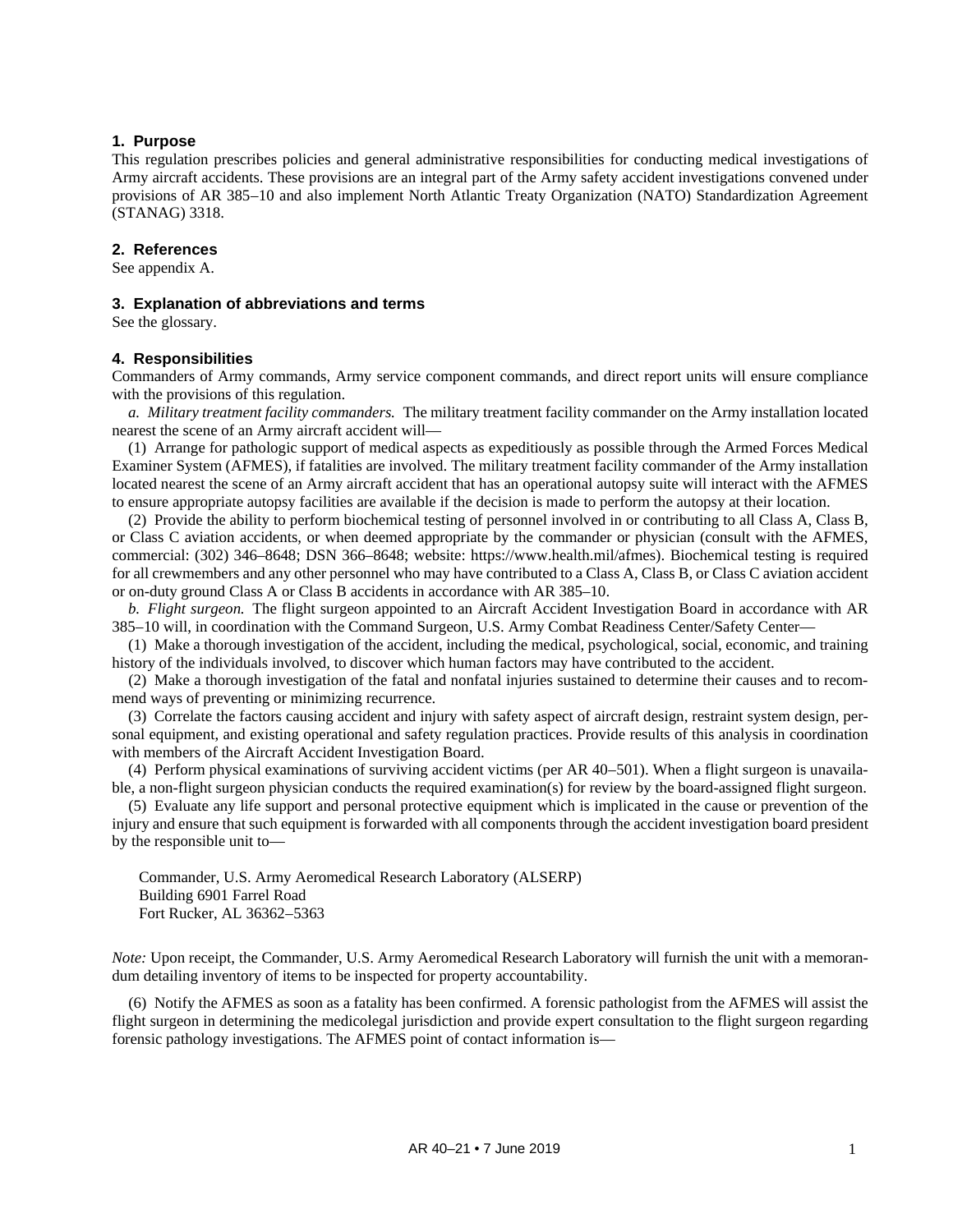### 1. Purpose

This regulation prescribes policies and general administrative responsibilities for conducting medical investigations of Army aircraft accidents. These provisions are an integral part of the Army safety accident investigations convened under provisions of AR 385–10 and also implement North Atlantic Treaty Organization (NATO) Standardization Agreement (STANAG) 3318.

### 2. References

See appendix A.

### 3. Explanation of abbreviations and terms

See the glossary.

### 4. Responsibilities

Commanders of Army commands, Army service component commands, and direct report units will ensure compliance with the provisions of this regulation.

*a. Military treatment facility commanders.* The military treatment facility commander on the Army installation located nearest the scene of an Army aircraft accident will—

(1) Arrange for pathologic support of medical aspects as expeditiously as possible through the Armed Forces Medical Examiner System (AFMES), if fatalities are involved. The military treatment facility commander of the Army installation located nearest the scene of an Army aircraft accident that has an operational autopsy suite will interact with the AFMES to ensure appropriate autopsy facilities are available if the decision is made to perform the autopsy at their location.

(2) Provide the ability to perform biochemical testing of personnel involved in or contributing to all Class A, Class B, or Class C aviation accidents, or when deemed appropriate by the commander or physician (consult with the AFMES, commercial: (302) 346–8648; DSN 366–8648; website: https://www.health.mil/afmes). Biochemical testing is required for all crewmembers and any other personnel who may have contributed to a Class A, Class B, or Class C aviation accident or on-duty ground Class A or Class B accidents in accordance with AR 385–10.

*b. Flight surgeon.* The flight surgeon appointed to an Aircraft Accident Investigation Board in accordance with AR 385–10 will, in coordination with the Command Surgeon, U.S. Army Combat Readiness Center/Safety Center—

(1) Make a thorough investigation of the accident, including the medical, psychological, social, economic, and training history of the individuals involved, to discover which human factors may have contributed to the accident.

(2) Make a thorough investigation of the fatal and nonfatal injuries sustained to determine their causes and to recommend ways of preventing or minimizing recurrence.

(3) Correlate the factors causing accident and injury with safety aspect of aircraft design, restraint system design, personal equipment, and existing operational and safety regulation practices. Provide results of this analysis in coordination with members of the Aircraft Accident Investigation Board.

(4) Perform physical examinations of surviving accident victims (per AR 40–501). When a flight surgeon is unavailable, a non-flight surgeon physician conducts the required examination(s) for review by the board-assigned flight surgeon.

(5) Evaluate any life support and personal protective equipment which is implicated in the cause or prevention of the injury and ensure that such equipment is forwarded with all components through the accident investigation board president by the responsible unit to—

Commander, U.S. Army Aeromedical Research Laboratory (ALSERP)
Building 6901 Farrel Road
Fort Rucker, AL 36362–5363

*Note:* Upon receipt, the Commander, U.S. Army Aeromedical Research Laboratory will furnish the unit with a memorandum detailing inventory of items to be inspected for property accountability.

(6) Notify the AFMES as soon as a fatality has been confirmed. A forensic pathologist from the AFMES will assist the flight surgeon in determining the medicolegal jurisdiction and provide expert consultation to the flight surgeon regarding forensic pathology investigations. The AFMES point of contact information is—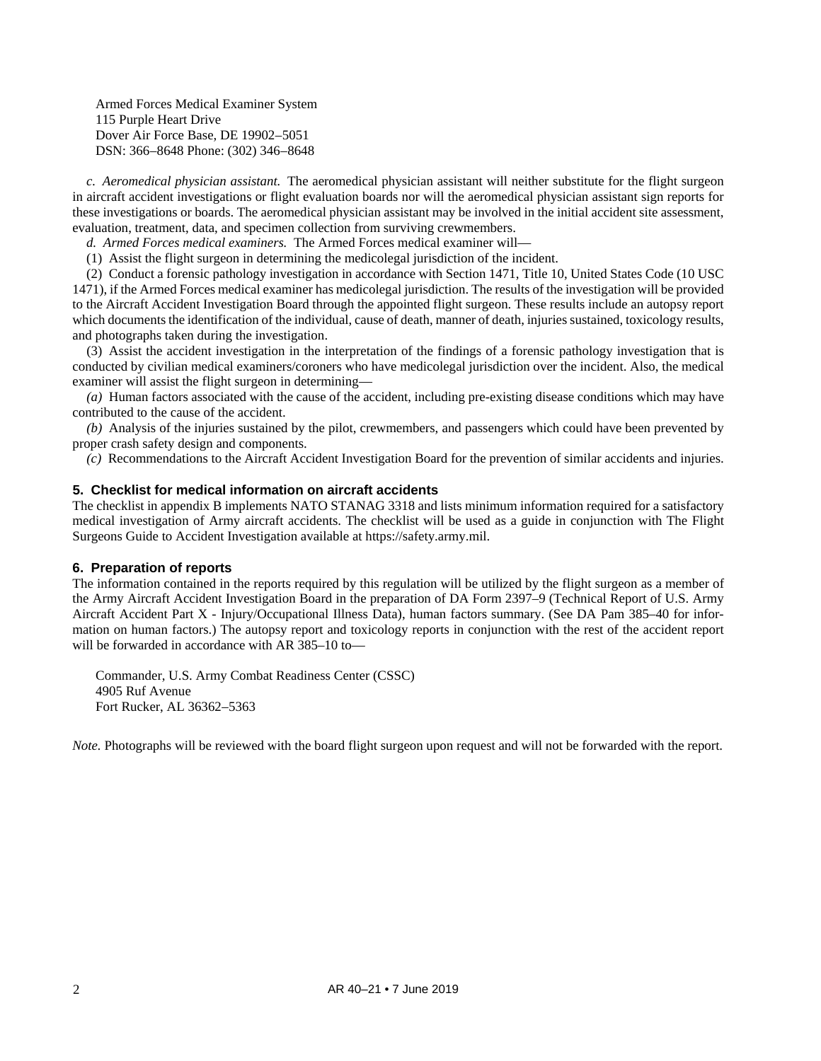Armed Forces Medical Examiner System
115 Purple Heart Drive
Dover Air Force Base, DE 19902–5051
DSN: 366–8648 Phone: (302) 346–8648

*c. Aeromedical physician assistant.* The aeromedical physician assistant will neither substitute for the flight surgeon in aircraft accident investigations or flight evaluation boards nor will the aeromedical physician assistant sign reports for these investigations or boards. The aeromedical physician assistant may be involved in the initial accident site assessment, evaluation, treatment, data, and specimen collection from surviving crewmembers.

*d. Armed Forces medical examiners.* The Armed Forces medical examiner will—

(1) Assist the flight surgeon in determining the medicolegal jurisdiction of the incident.

(2) Conduct a forensic pathology investigation in accordance with Section 1471, Title 10, United States Code (10 USC 1471), if the Armed Forces medical examiner has medicolegal jurisdiction. The results of the investigation will be provided to the Aircraft Accident Investigation Board through the appointed flight surgeon. These results include an autopsy report which documents the identification of the individual, cause of death, manner of death, injuries sustained, toxicology results, and photographs taken during the investigation.

(3) Assist the accident investigation in the interpretation of the findings of a forensic pathology investigation that is conducted by civilian medical examiners/coroners who have medicolegal jurisdiction over the incident. Also, the medical examiner will assist the flight surgeon in determining—

*(a)* Human factors associated with the cause of the accident, including pre-existing disease conditions which may have contributed to the cause of the accident.

*(b)* Analysis of the injuries sustained by the pilot, crewmembers, and passengers which could have been prevented by proper crash safety design and components.

*(c)* Recommendations to the Aircraft Accident Investigation Board for the prevention of similar accidents and injuries.

## 5. Checklist for medical information on aircraft accidents

The checklist in appendix B implements NATO STANAG 3318 and lists minimum information required for a satisfactory medical investigation of Army aircraft accidents. The checklist will be used as a guide in conjunction with The Flight Surgeons Guide to Accident Investigation available at https://safety.army.mil.

## 6. Preparation of reports

The information contained in the reports required by this regulation will be utilized by the flight surgeon as a member of the Army Aircraft Accident Investigation Board in the preparation of DA Form 2397–9 (Technical Report of U.S. Army Aircraft Accident Part X - Injury/Occupational Illness Data), human factors summary. (See DA Pam 385–40 for information on human factors.) The autopsy report and toxicology reports in conjunction with the rest of the accident report will be forwarded in accordance with AR 385–10 to—

Commander, U.S. Army Combat Readiness Center (CSSC)
4905 Ruf Avenue
Fort Rucker, AL 36362–5363

*Note.* Photographs will be reviewed with the board flight surgeon upon request and will not be forwarded with the report.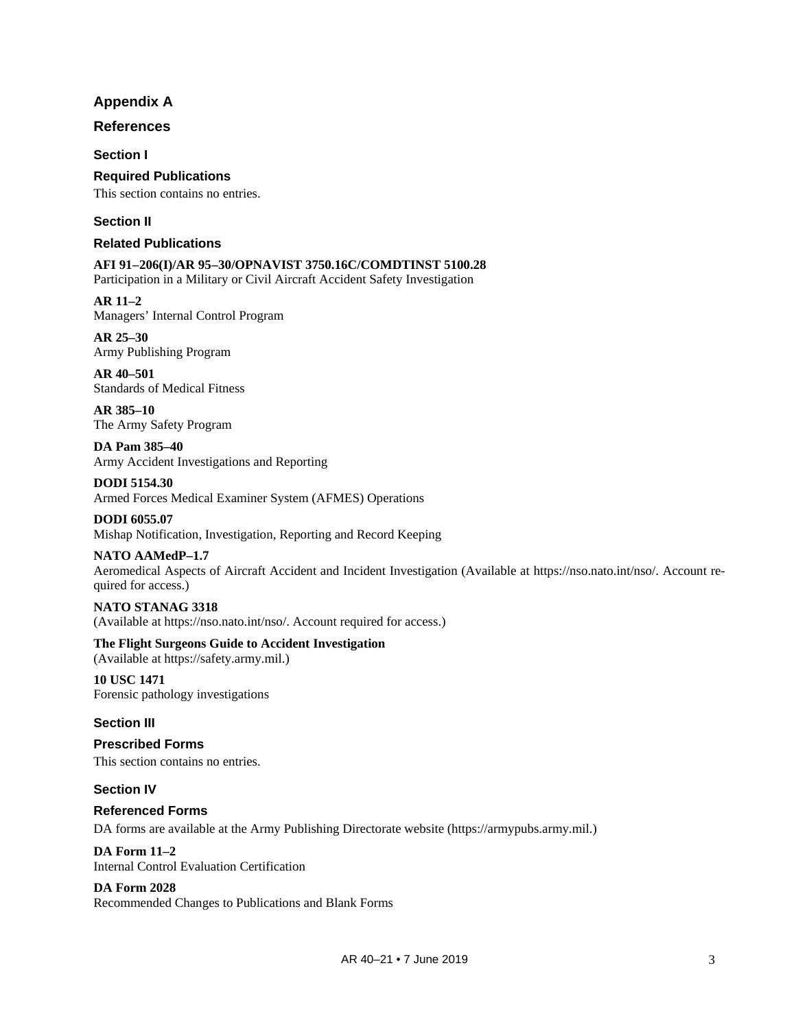# Appendix A

## References

### Section I

### Required Publications

This section contains no entries.

### Section II

### Related Publications

**AFI 91–206(I)/AR 95–30/OPNAVIST 3750.16C/COMDTINST 5100.28**
Participation in a Military or Civil Aircraft Accident Safety Investigation

**AR 11–2**
Managers' Internal Control Program

**AR 25–30**
Army Publishing Program

**AR 40–501**
Standards of Medical Fitness

**AR 385–10**
The Army Safety Program

**DA Pam 385–40**
Army Accident Investigations and Reporting

**DODI 5154.30**
Armed Forces Medical Examiner System (AFMES) Operations

**DODI 6055.07**
Mishap Notification, Investigation, Reporting and Record Keeping

**NATO AAMedP–1.7**
Aeromedical Aspects of Aircraft Accident and Incident Investigation (Available at https://nso.nato.int/nso/. Account required for access.)

**NATO STANAG 3318**
(Available at https://nso.nato.int/nso/. Account required for access.)

**The Flight Surgeons Guide to Accident Investigation**
(Available at https://safety.army.mil.)

**10 USC 1471**
Forensic pathology investigations

### Section III

### Prescribed Forms

This section contains no entries.

### Section IV

### Referenced Forms

DA forms are available at the Army Publishing Directorate website (https://armypubs.army.mil.)

**DA Form 11–2**
Internal Control Evaluation Certification

**DA Form 2028**
Recommended Changes to Publications and Blank Forms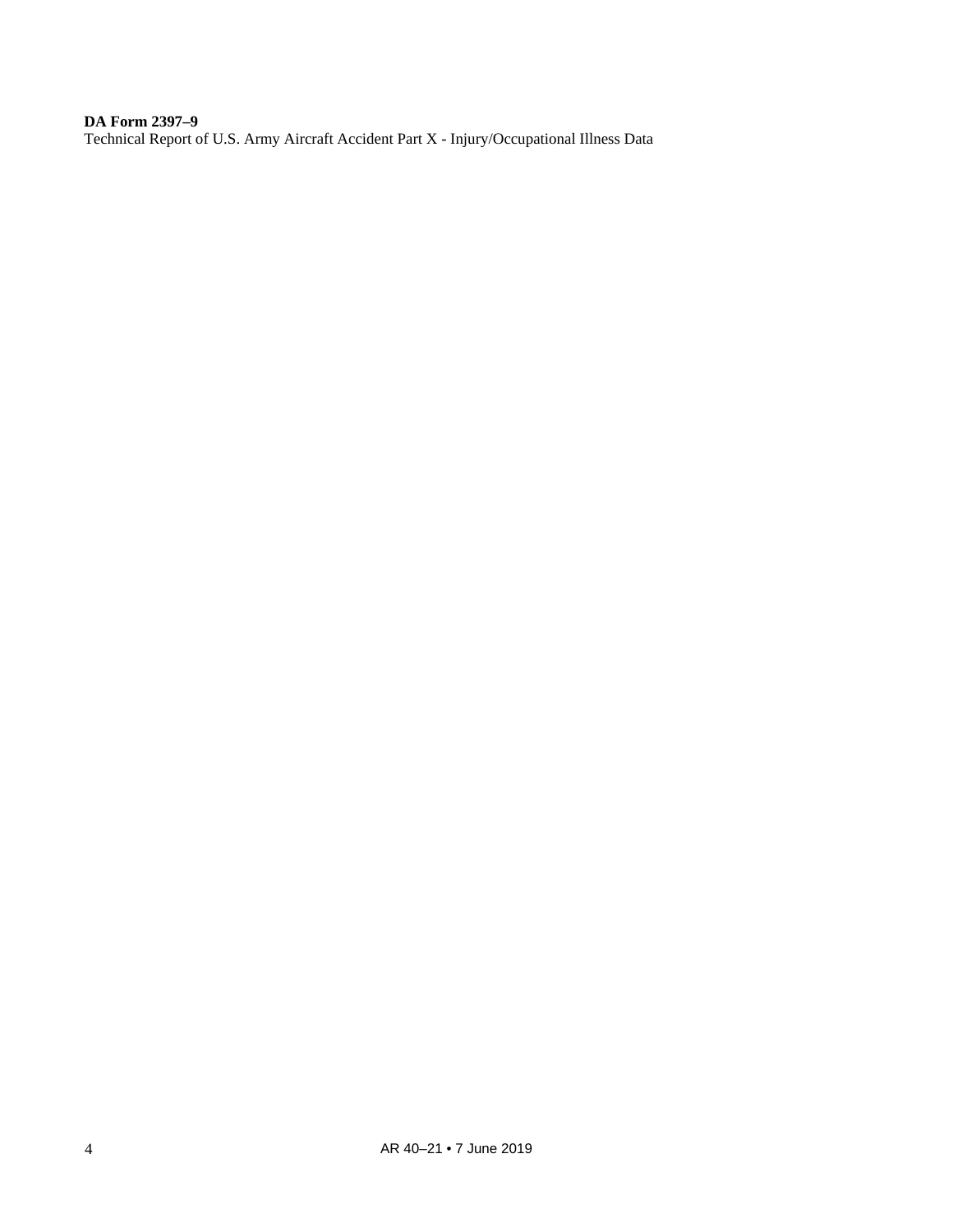**DA Form 2397–9**
Technical Report of U.S. Army Aircraft Accident Part X - Injury/Occupational Illness Data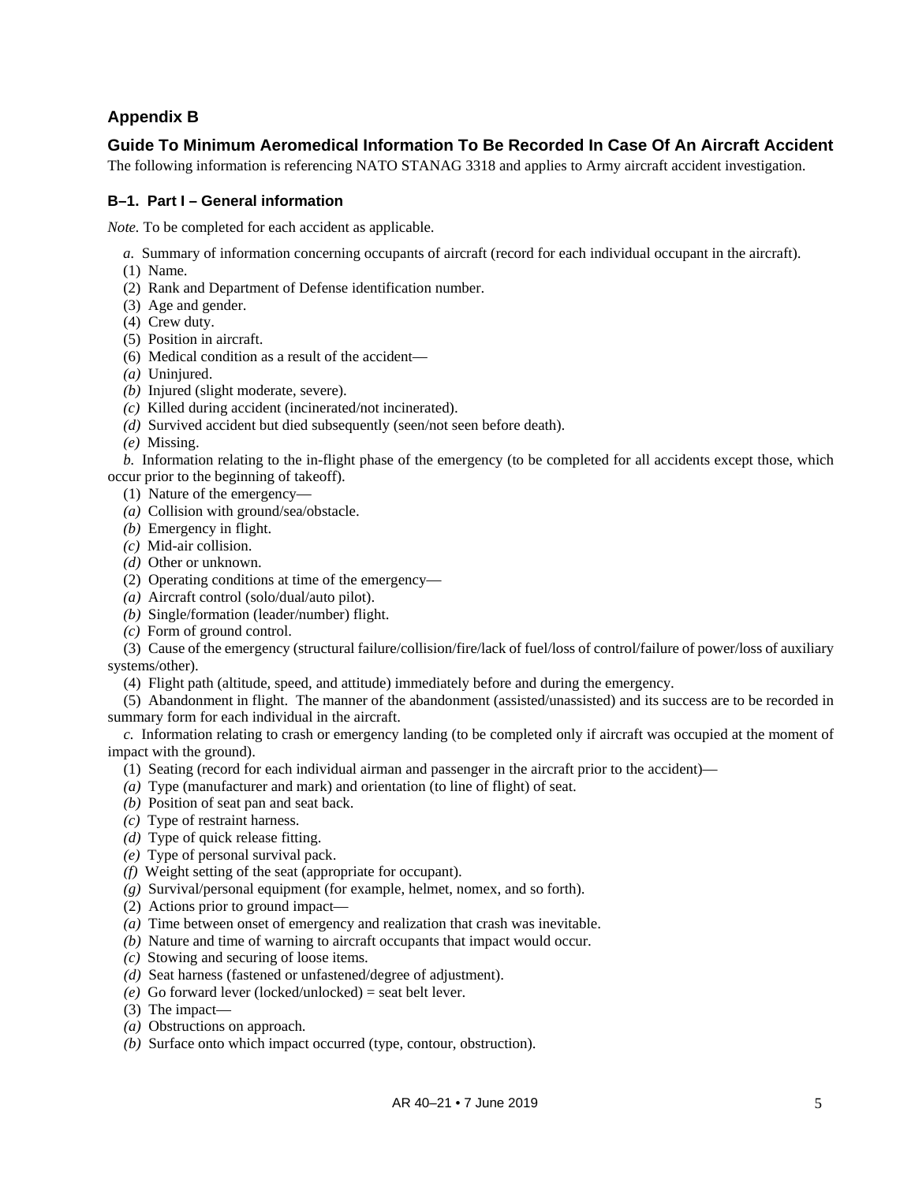## Appendix B

## Guide To Minimum Aeromedical Information To Be Recorded In Case Of An Aircraft Accident

The following information is referencing NATO STANAG 3318 and applies to Army aircraft accident investigation.

### B–1. Part I – General information

*Note.* To be completed for each accident as applicable.

*a.* Summary of information concerning occupants of aircraft (record for each individual occupant in the aircraft).

(1) Name.

(2) Rank and Department of Defense identification number.

(3) Age and gender.

(4) Crew duty.

(5) Position in aircraft.

(6) Medical condition as a result of the accident—

*(a)* Uninjured.

*(b)* Injured (slight moderate, severe).

*(c)* Killed during accident (incinerated/not incinerated).

*(d)* Survived accident but died subsequently (seen/not seen before death).

*(e)* Missing.

*b.* Information relating to the in-flight phase of the emergency (to be completed for all accidents except those, which occur prior to the beginning of takeoff).

(1) Nature of the emergency—

*(a)* Collision with ground/sea/obstacle.

*(b)* Emergency in flight.

*(c)* Mid-air collision.

*(d)* Other or unknown.

(2) Operating conditions at time of the emergency—

*(a)* Aircraft control (solo/dual/auto pilot).

*(b)* Single/formation (leader/number) flight.

*(c)* Form of ground control.

(3) Cause of the emergency (structural failure/collision/fire/lack of fuel/loss of control/failure of power/loss of auxiliary systems/other).

(4) Flight path (altitude, speed, and attitude) immediately before and during the emergency.

(5) Abandonment in flight. The manner of the abandonment (assisted/unassisted) and its success are to be recorded in summary form for each individual in the aircraft.

*c.* Information relating to crash or emergency landing (to be completed only if aircraft was occupied at the moment of impact with the ground).

(1) Seating (record for each individual airman and passenger in the aircraft prior to the accident)—

*(a)* Type (manufacturer and mark) and orientation (to line of flight) of seat.

*(b)* Position of seat pan and seat back.

*(c)* Type of restraint harness.

*(d)* Type of quick release fitting.

*(e)* Type of personal survival pack.

*(f)* Weight setting of the seat (appropriate for occupant).

*(g)* Survival/personal equipment (for example, helmet, nomex, and so forth).

(2) Actions prior to ground impact—

*(a)* Time between onset of emergency and realization that crash was inevitable.

*(b)* Nature and time of warning to aircraft occupants that impact would occur.

*(c)* Stowing and securing of loose items.

*(d)* Seat harness (fastened or unfastened/degree of adjustment).

*(e)* Go forward lever (locked/unlocked) = seat belt lever.

(3) The impact—

*(a)* Obstructions on approach.

*(b)* Surface onto which impact occurred (type, contour, obstruction).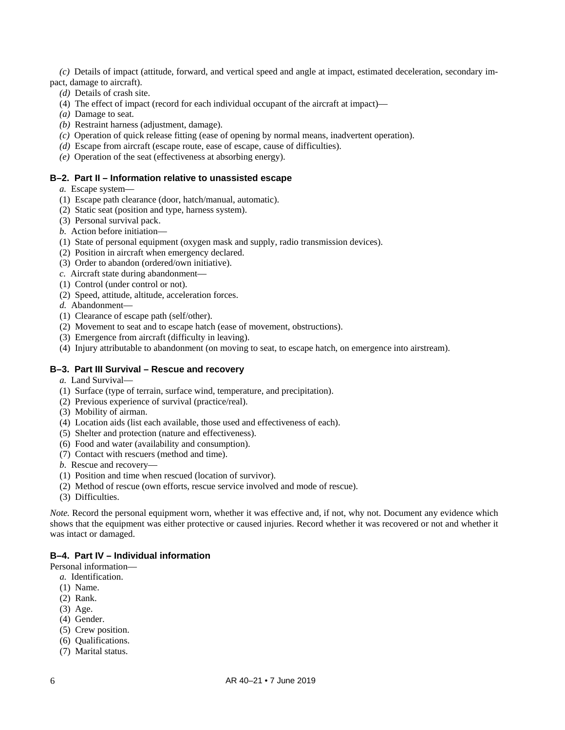*(c)* Details of impact (attitude, forward, and vertical speed and angle at impact, estimated deceleration, secondary impact, damage to aircraft).

*(d)* Details of crash site.

(4) The effect of impact (record for each individual occupant of the aircraft at impact)—

*(a)* Damage to seat.

*(b)* Restraint harness (adjustment, damage).

*(c)* Operation of quick release fitting (ease of opening by normal means, inadvertent operation).

*(d)* Escape from aircraft (escape route, ease of escape, cause of difficulties).

*(e)* Operation of the seat (effectiveness at absorbing energy).

### B–2. Part II – Information relative to unassisted escape

*a.* Escape system—

(1) Escape path clearance (door, hatch/manual, automatic).

(2) Static seat (position and type, harness system).

(3) Personal survival pack.

*b.* Action before initiation—

(1) State of personal equipment (oxygen mask and supply, radio transmission devices).

(2) Position in aircraft when emergency declared.

(3) Order to abandon (ordered/own initiative).

*c.* Aircraft state during abandonment—

(1) Control (under control or not).

(2) Speed, attitude, altitude, acceleration forces.

*d.* Abandonment—

(1) Clearance of escape path (self/other).

(2) Movement to seat and to escape hatch (ease of movement, obstructions).

(3) Emergence from aircraft (difficulty in leaving).

(4) Injury attributable to abandonment (on moving to seat, to escape hatch, on emergence into airstream).

### B–3. Part III Survival – Rescue and recovery

*a.* Land Survival—

(1) Surface (type of terrain, surface wind, temperature, and precipitation).

(2) Previous experience of survival (practice/real).

(3) Mobility of airman.

(4) Location aids (list each available, those used and effectiveness of each).

(5) Shelter and protection (nature and effectiveness).

(6) Food and water (availability and consumption).

(7) Contact with rescuers (method and time).

*b.* Rescue and recovery—

(1) Position and time when rescued (location of survivor).

(2) Method of rescue (own efforts, rescue service involved and mode of rescue).

(3) Difficulties.

*Note.* Record the personal equipment worn, whether it was effective and, if not, why not. Document any evidence which shows that the equipment was either protective or caused injuries. Record whether it was recovered or not and whether it was intact or damaged.

### B–4. Part IV – Individual information

Personal information—

*a.* Identification.

(1) Name.

(2) Rank.

(3) Age.

(4) Gender.

(5) Crew position.

(6) Qualifications.

(7) Marital status.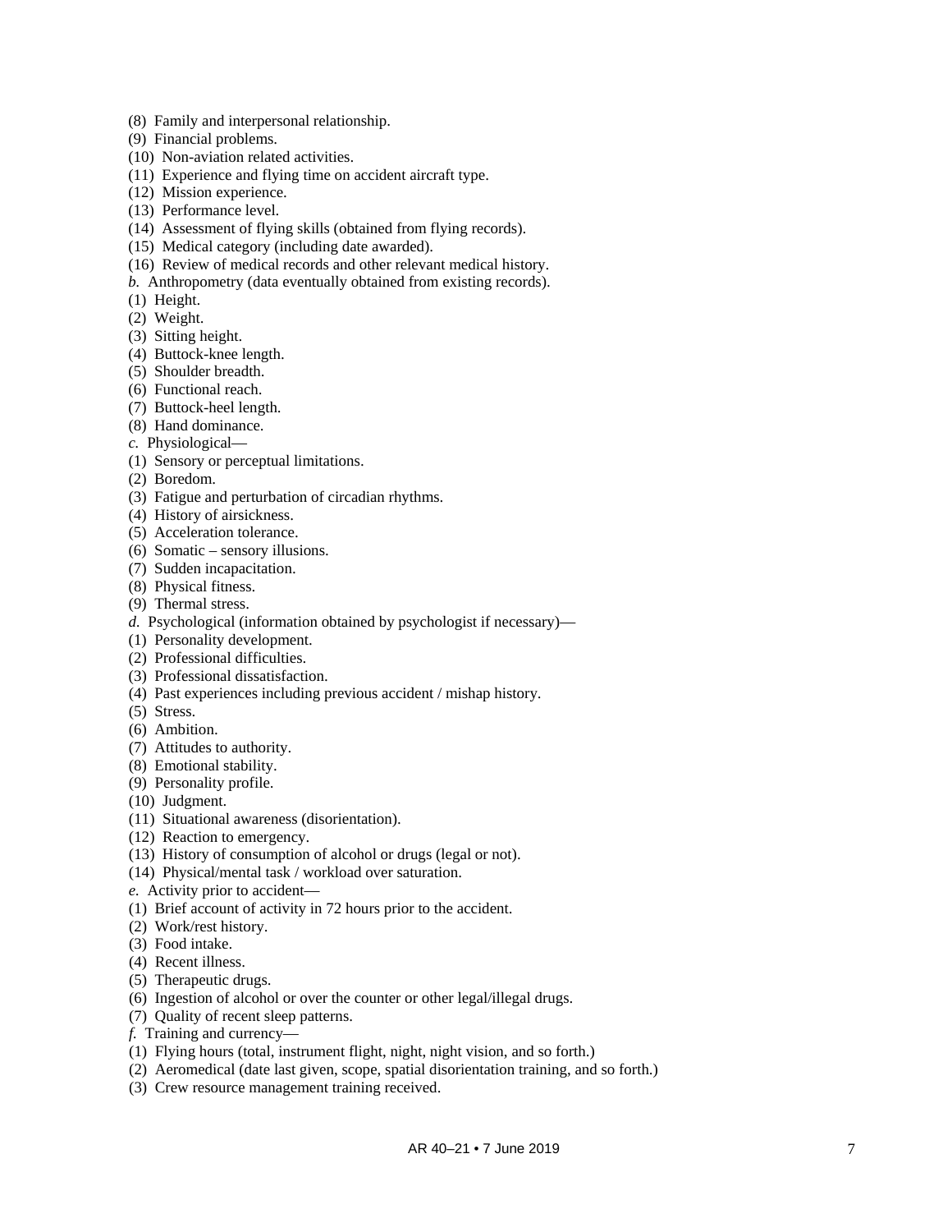(8) Family and interpersonal relationship.
(9) Financial problems.
(10) Non-aviation related activities.
(11) Experience and flying time on accident aircraft type.
(12) Mission experience.
(13) Performance level.
(14) Assessment of flying skills (obtained from flying records).
(15) Medical category (including date awarded).
(16) Review of medical records and other relevant medical history.
*b.* Anthropometry (data eventually obtained from existing records).
(1) Height.
(2) Weight.
(3) Sitting height.
(4) Buttock-knee length.
(5) Shoulder breadth.
(6) Functional reach.
(7) Buttock-heel length.
(8) Hand dominance.
*c.* Physiological—
(1) Sensory or perceptual limitations.
(2) Boredom.
(3) Fatigue and perturbation of circadian rhythms.
(4) History of airsickness.
(5) Acceleration tolerance.
(6) Somatic – sensory illusions.
(7) Sudden incapacitation.
(8) Physical fitness.
(9) Thermal stress.
*d.* Psychological (information obtained by psychologist if necessary)—
(1) Personality development.
(2) Professional difficulties.
(3) Professional dissatisfaction.
(4) Past experiences including previous accident / mishap history.
(5) Stress.
(6) Ambition.
(7) Attitudes to authority.
(8) Emotional stability.
(9) Personality profile.
(10) Judgment.
(11) Situational awareness (disorientation).
(12) Reaction to emergency.
(13) History of consumption of alcohol or drugs (legal or not).
(14) Physical/mental task / workload over saturation.
*e.* Activity prior to accident—
(1) Brief account of activity in 72 hours prior to the accident.
(2) Work/rest history.
(3) Food intake.
(4) Recent illness.
(5) Therapeutic drugs.
(6) Ingestion of alcohol or over the counter or other legal/illegal drugs.
(7) Quality of recent sleep patterns.
*f.* Training and currency—
(1) Flying hours (total, instrument flight, night, night vision, and so forth.)
(2) Aeromedical (date last given, scope, spatial disorientation training, and so forth.)
(3) Crew resource management training received.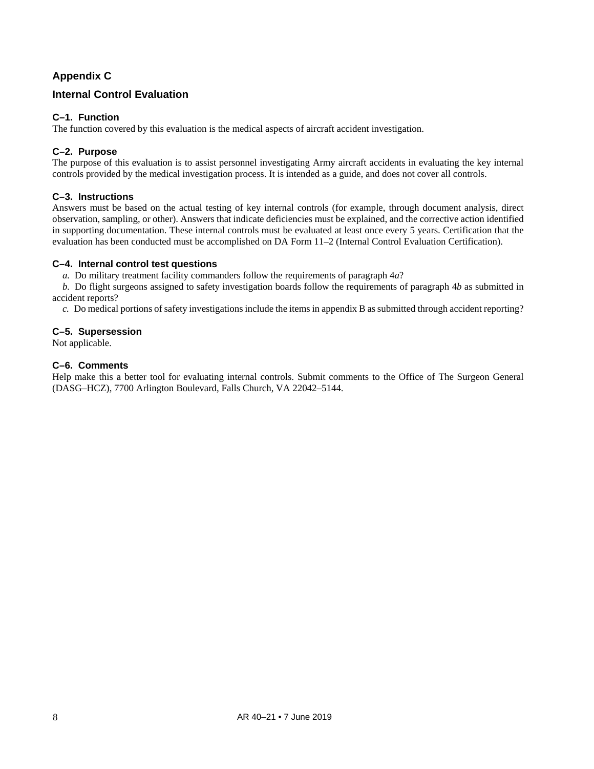## Appendix C

## Internal Control Evaluation

### C–1. Function

The function covered by this evaluation is the medical aspects of aircraft accident investigation.

### C–2. Purpose

The purpose of this evaluation is to assist personnel investigating Army aircraft accidents in evaluating the key internal controls provided by the medical investigation process. It is intended as a guide, and does not cover all controls.

### C–3. Instructions

Answers must be based on the actual testing of key internal controls (for example, through document analysis, direct observation, sampling, or other). Answers that indicate deficiencies must be explained, and the corrective action identified in supporting documentation. These internal controls must be evaluated at least once every 5 years. Certification that the evaluation has been conducted must be accomplished on DA Form 11–2 (Internal Control Evaluation Certification).

### C–4. Internal control test questions

*a.* Do military treatment facility commanders follow the requirements of paragraph 4*a*?

*b.* Do flight surgeons assigned to safety investigation boards follow the requirements of paragraph 4*b* as submitted in accident reports?

*c.* Do medical portions of safety investigations include the items in appendix B as submitted through accident reporting?

### C–5. Supersession

Not applicable.

### C–6. Comments

Help make this a better tool for evaluating internal controls. Submit comments to the Office of The Surgeon General (DASG–HCZ), 7700 Arlington Boulevard, Falls Church, VA 22042–5144.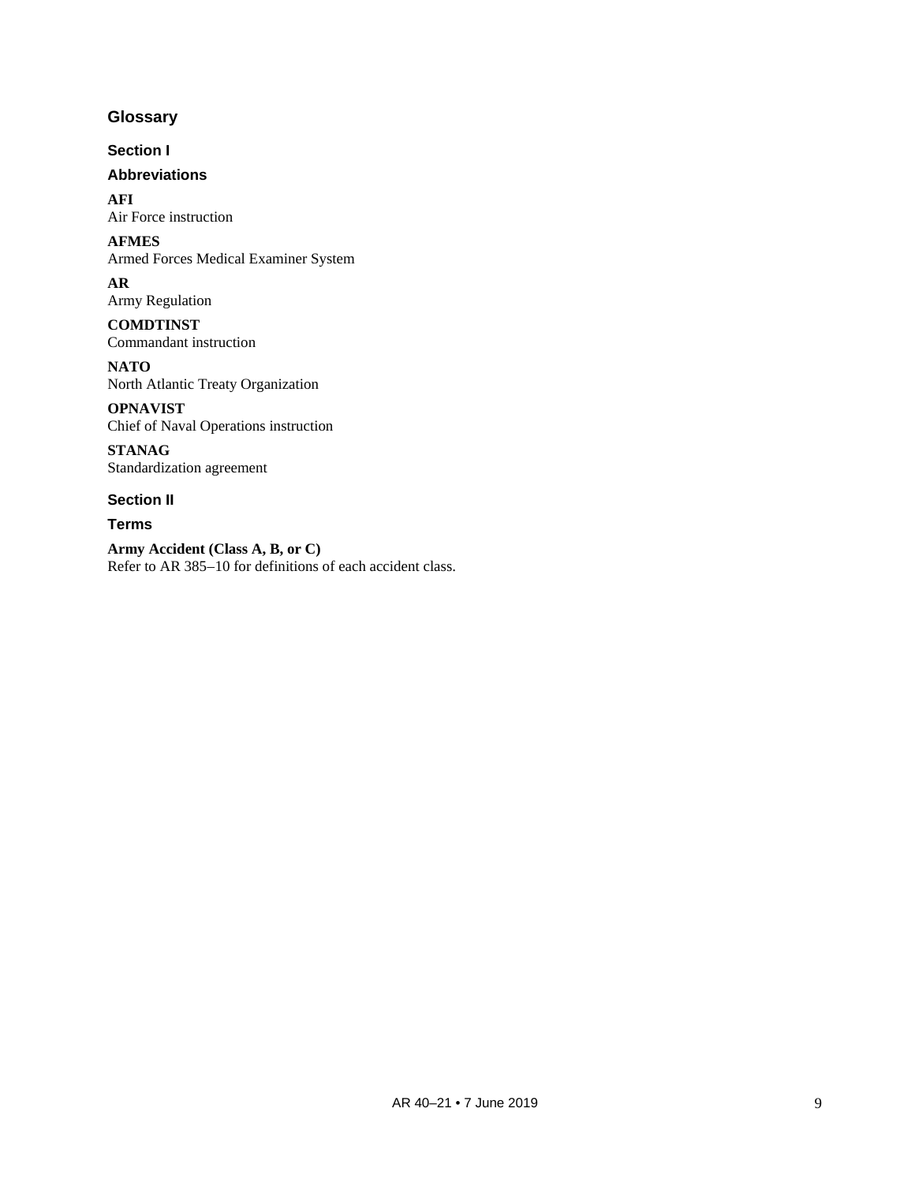# Glossary

## Section I

### Abbreviations

**AFI**
Air Force instruction

**AFMES**
Armed Forces Medical Examiner System

**AR**
Army Regulation

**COMDTINST**
Commandant instruction

**NATO**
North Atlantic Treaty Organization

**OPNAVIST**
Chief of Naval Operations instruction

**STANAG**
Standardization agreement

## Section II

### Terms

**Army Accident (Class A, B, or C)**
Refer to AR 385–10 for definitions of each accident class.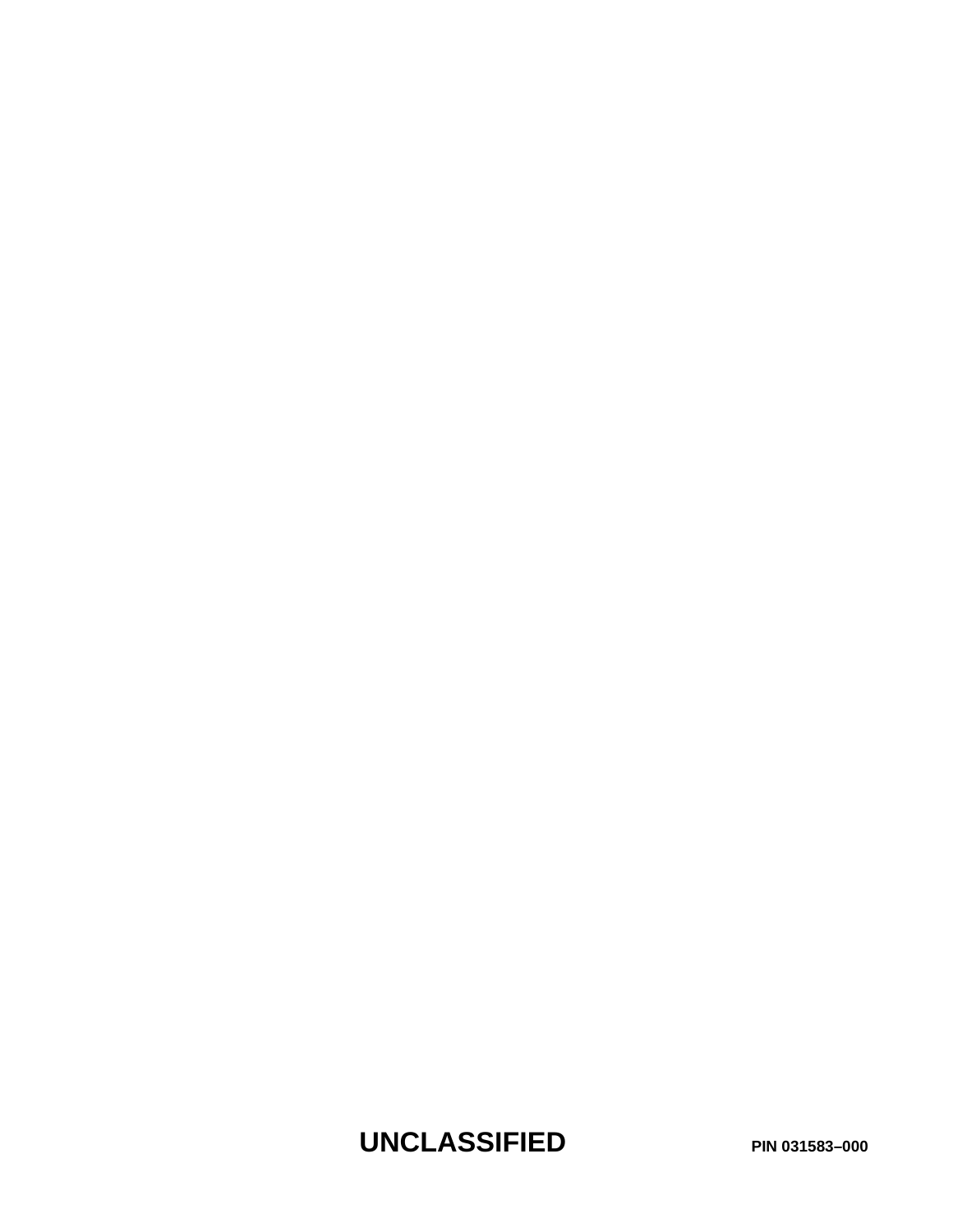**UNCLASSIFIED** **PIN 031583–000**